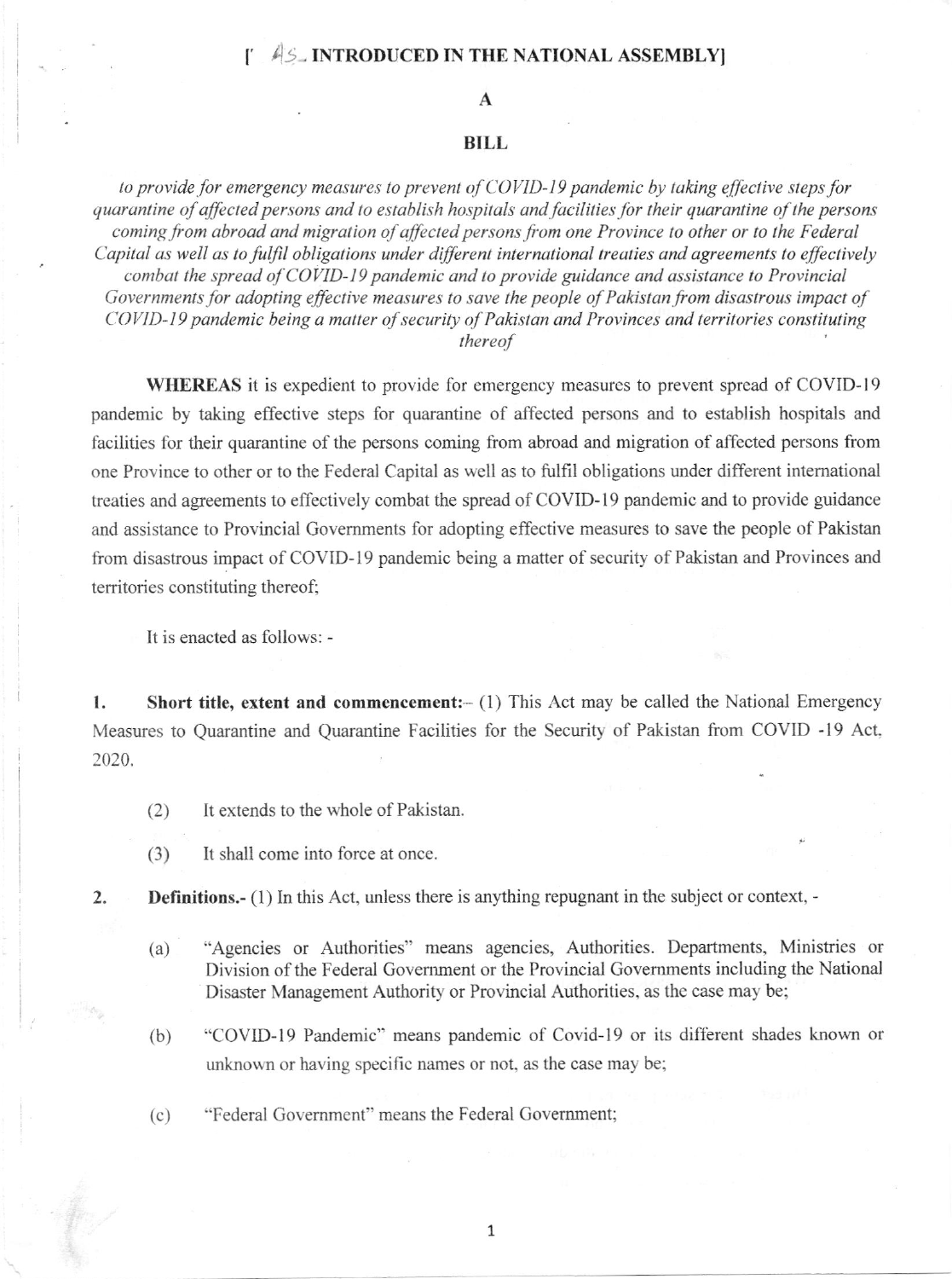[ AS INTRODUCED IN THE NATIONAL ASSEMBLY]

# A

# BILL

*to provide for emergency measures to prevent of COVID-19 pandemic by taking effective steps for quarantine of affected persons and to establish hospitals and facilities for their quarantine of the persons coming from abroad and migration of affected persons from one Province to other or to the Federal Capital as well as to fulfil obligations under different international treaties and agreements to effectively combat the spread of COVID-19 pandemic and to provide guidance and assistance to Provincial Governments for adopting effective measures to save the people of Pakistan from disastrous impact of COVID-19 pandemic being a matter of security of Pakistan and Provinces and territories constituting thereof*

**WHEREAS** it is expedient to provide for emergency measures to prevent spread of COVID-19 pandemic by taking effective steps for quarantine of affected persons and to establish hospitals and facilities for their quarantine of the persons coming from abroad and migration of affected persons from one Province to other or to the Federal Capital as well as to fulfil obligations under different international treaties and agreements to effectively combat the spread of COVID-19 pandemic and to provide guidance and assistance to Provincial Governments for adopting effective measures to save the people of Pakistan from disastrous impact of COVID-19 pandemic being a matter of security of Pakistan and Provinces and territories constituting thereof;

It is enacted as follows: -

**1. Short title, extent and commencement:**– (1) This Act may be called the National Emergency Measures to Quarantine and Quarantine Facilities for the Security of Pakistan from COVID -19 Act, 2020.

(2) It extends to the whole of Pakistan.

(3) It shall come into force at once.

**2. Definitions.-** (1) In this Act, unless there is anything repugnant in the subject or context, -

(a) "Agencies or Authorities" means agencies, Authorities. Departments, Ministries or Division of the Federal Government or the Provincial Governments including the National Disaster Management Authority or Provincial Authorities, as the case may be;

(b) "COVID-19 Pandemic" means pandemic of Covid-19 or its different shades known or unknown or having specific names or not, as the case may be;

(c) "Federal Government" means the Federal Government;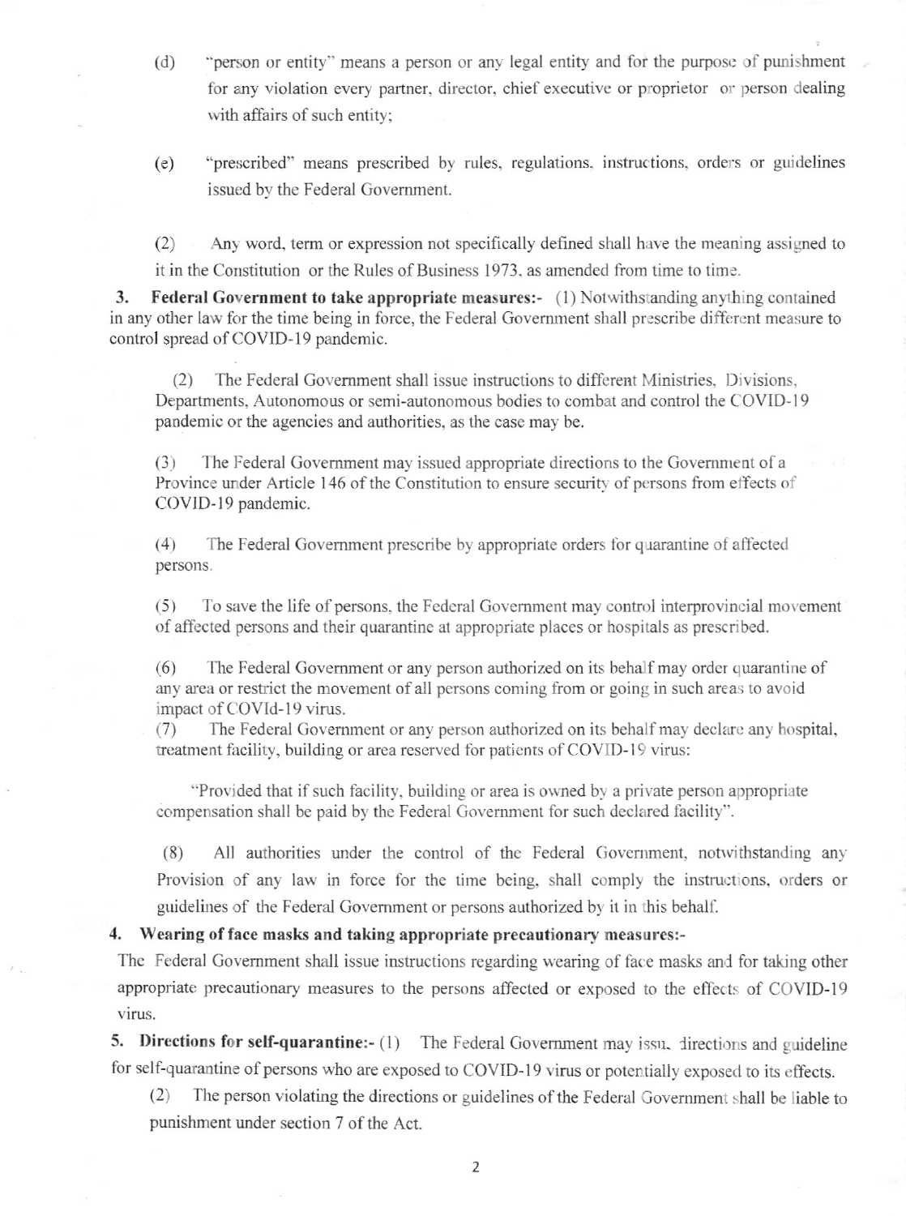(d) "person or entity" means a person or any legal entity and for the purpose of punishment for any violation every partner, director, chief executive or proprietor or person dealing with affairs of such entity;

(e) "prescribed" means prescribed by rules, regulations, instructions, orders or guidelines issued by the Federal Government.

(2) Any word, term or expression not specifically defined shall have the meaning assigned to it in the Constitution or the Rules of Business 1973, as amended from time to time.

**3. Federal Government to take appropriate measures:-** (1) Notwithstanding anything contained in any other law for the time being in force, the Federal Government shall prescribe different measure to control spread of COVID-19 pandemic.

(2) The Federal Government shall issue instructions to different Ministries, Divisions, Departments, Autonomous or semi-autonomous bodies to combat and control the COVID-19 pandemic or the agencies and authorities, as the case may be.

(3) The Federal Government may issued appropriate directions to the Government of a Province under Article 146 of the Constitution to ensure security of persons from effects of COVID-19 pandemic.

(4) The Federal Government prescribe by appropriate orders for quarantine of affected persons.

(5) To save the life of persons, the Federal Government may control interprovincial movement of affected persons and their quarantine at appropriate places or hospitals as prescribed.

(6) The Federal Government or any person authorized on its behalf may order quarantine of any area or restrict the movement of all persons coming from or going in such areas to avoid impact of COVId-19 virus.

(7) The Federal Government or any person authorized on its behalf may declare any hospital, treatment facility, building or area reserved for patients of COVID-19 virus:

"Provided that if such facility, building or area is owned by a private person appropriate compensation shall be paid by the Federal Government for such declared facility".

(8) All authorities under the control of the Federal Government, notwithstanding any Provision of any law in force for the time being, shall comply the instructions, orders or guidelines of the Federal Government or persons authorized by it in this behalf.

**4. Wearing of face masks and taking appropriate precautionary measures:-**

The Federal Government shall issue instructions regarding wearing of face masks and for taking other appropriate precautionary measures to the persons affected or exposed to the effects of COVID-19 virus.

**5. Directions for self-quarantine:-** (1) The Federal Government may issu. directions and guideline for self-quarantine of persons who are exposed to COVID-19 virus or potentially exposed to its effects.

(2) The person violating the directions or guidelines of the Federal Government shall be liable to punishment under section 7 of the Act.